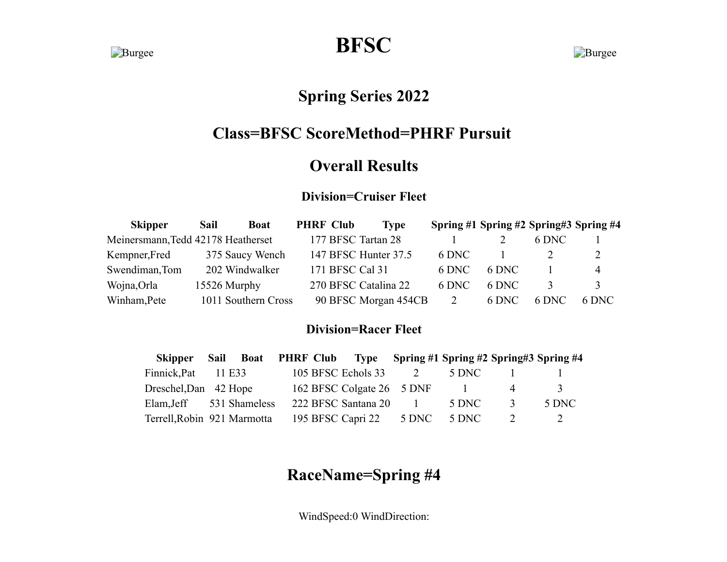# BFSC

## Spring Series 2022

## Class=BFSC ScoreMethod=PHRF Pursuit

## Overall Results

### Division=Cruiser Fleet

| Skipper | Sail | Boat | PHRF | Club | Type | Spring #1 | Spring #2 | Spring#3 | Spring #4 |
|---|---|---|---|---|---|---|---|---|---|
| Meinersmann,Tedd | 42178 | Heatherset | 177 | BFSC | Tartan 28 | 1 | 2 | 6 DNC | 1 |
| Kempner,Fred | 375 | Saucy Wench | 147 | BFSC | Hunter 37.5 | 6 DNC | 1 | 2 | 2 |
| Swendiman,Tom | 202 | Windwalker | 171 | BFSC | Cal 31 | 6 DNC | 6 DNC | 1 | 4 |
| Wojna,Orla | 15526 | Murphy | 270 | BFSC | Catalina 22 | 6 DNC | 6 DNC | 3 | 3 |
| Winham,Pete | 1011 | Southern Cross | 90 | BFSC | Morgan 454CB | 2 | 6 DNC | 6 DNC | 6 DNC |

### Division=Racer Fleet

| Skipper | Sail | Boat | PHRF | Club | Type | Spring #1 | Spring #2 | Spring#3 | Spring #4 |
|---|---|---|---|---|---|---|---|---|---|
| Finnick,Pat | 11 | E33 | 105 | BFSC | Echols 33 | 2 | 5 DNC | 1 | 1 |
| Dreschel,Dan | 42 | Hope | 162 | BFSC | Colgate 26 | 5 DNF | 1 | 4 | 3 |
| Elam,Jeff | 531 | Shameless | 222 | BFSC | Santana 20 | 1 | 5 DNC | 3 | 5 DNC |
| Terrell,Robin | 921 | Marmotta | 195 | BFSC | Capri 22 | 5 DNC | 5 DNC | 2 | 2 |

## RaceName=Spring #4

WindSpeed:0 WindDirection: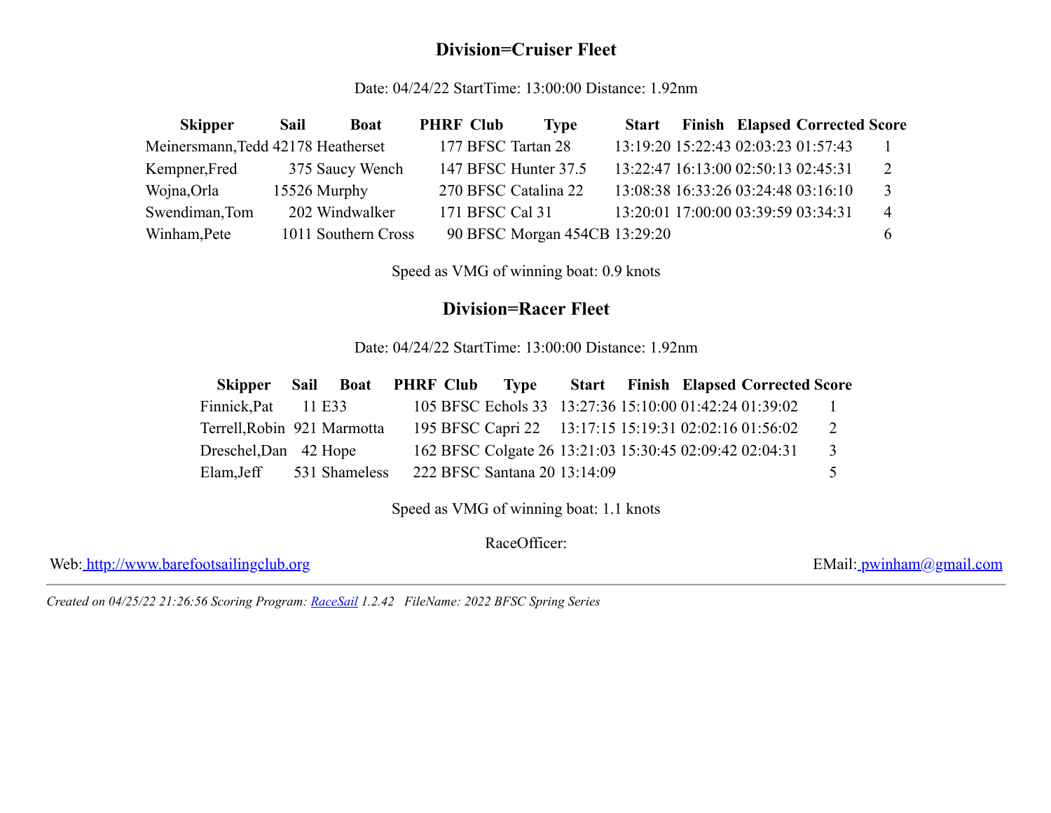## Division=Cruiser Fleet

Date: 04/24/22 StartTime: 13:00:00 Distance: 1.92nm

| Skipper | Sail | Boat | PHRF | Club | Type | Start | Finish | Elapsed | Corrected | Score |
|---|---|---|---|---|---|---|---|---|---|---|
| Meinersmann,Tedd | 42178 | Heatherset | 177 | BFSC | Tartan 28 | 13:19:20 | 15:22:43 | 02:03:23 | 01:57:43 | 1 |
| Kempner,Fred | 375 | Saucy Wench | 147 | BFSC | Hunter 37.5 | 13:22:47 | 16:13:00 | 02:50:13 | 02:45:31 | 2 |
| Wojna,Orla | 15526 | Murphy | 270 | BFSC | Catalina 22 | 13:08:38 | 16:33:26 | 03:24:48 | 03:16:10 | 3 |
| Swendiman,Tom | 202 | Windwalker | 171 | BFSC | Cal 31 | 13:20:01 | 17:00:00 | 03:39:59 | 03:34:31 | 4 |
| Winham,Pete | 1011 | Southern Cross | 90 | BFSC | Morgan 454CB | 13:29:20 | | | | 6 |

Speed as VMG of winning boat: 0.9 knots

## Division=Racer Fleet

Date: 04/24/22 StartTime: 13:00:00 Distance: 1.92nm

| Skipper | Sail | Boat | PHRF | Club | Type | Start | Finish | Elapsed | Corrected | Score |
|---|---|---|---|---|---|---|---|---|---|---|
| Finnick,Pat | 11 | E33 | 105 | BFSC | Echols 33 | 13:27:36 | 15:10:00 | 01:42:24 | 01:39:02 | 1 |
| Terrell,Robin | 921 | Marmotta | 195 | BFSC | Capri 22 | 13:17:15 | 15:19:31 | 02:02:16 | 01:56:02 | 2 |
| Dreschel,Dan | 42 | Hope | 162 | BFSC | Colgate 26 | 13:21:03 | 15:30:45 | 02:09:42 | 02:04:31 | 3 |
| Elam,Jeff | 531 | Shameless | 222 | BFSC | Santana 20 | 13:14:09 | | | | 5 |

Speed as VMG of winning boat: 1.1 knots

RaceOfficer:

Web: http://www.barefootsailingclub.org

EMail: pwinham@gmail.com

---

*Created on 04/25/22 21:26:56 Scoring Program: RaceSail 1.2.42 FileName: 2022 BFSC Spring Series*